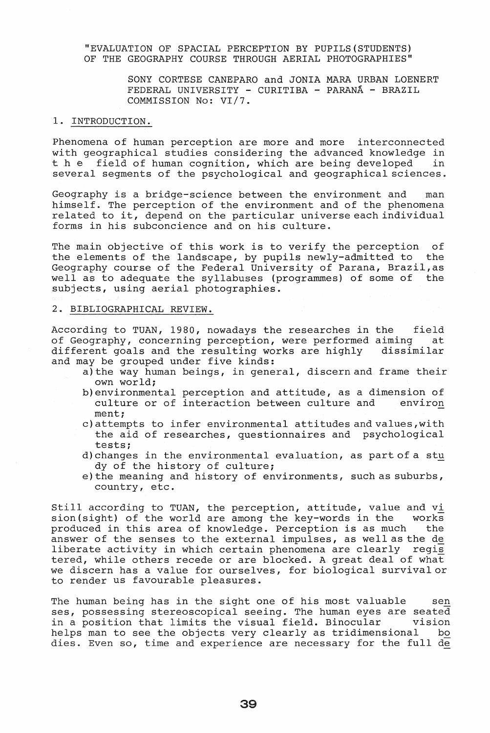"EVALUATION OF SPACIAL PERCEPTION BY PUPILS(STUDENTS) OF THE GEOGRAPHY COURSE THROUGH AERIAL PHOTOGRAPHIES"

SONY CORTESE CANEPARO and JONIA MARA URBAN LOENERT
FEDERAL UNIVERSITY - CURITIBA - PARANÁ - BRAZIL
COMMISSION No: VI/7.

## 1. INTRODUCTION.

Phenomena of human perception are more and more interconnected with geographical studies considering the advanced knowledge in the field of human cognition, which are being developed in several segments of the psychological and geographical sciences.

Geography is a bridge-science between the environment and man himself. The perception of the environment and of the phenomena related to it, depend on the particular universe each individual forms in his subconcience and on his culture.

The main objective of this work is to verify the perception of the elements of the landscape, by pupils newly-admitted to the Geography course of the Federal University of Parana, Brazil, as well as to adequate the syllabuses (programmes) of some of the subjects, using aerial photographies.

## 2. BIBLIOGRAPHICAL REVIEW.

According to TUAN, 1980, nowadays the researches in the field of Geography, concerning perception, were performed aiming at different goals and the resulting works are highly dissimilar and may be grouped under five kinds:

a) the way human beings, in general, discern and frame their own world;
b) environmental perception and attitude, as a dimension of culture or of interaction between culture and environment;
c) attempts to infer environmental attitudes and values, with the aid of researches, questionnaires and psychological tests;
d) changes in the environmental evaluation, as part of a study of the history of culture;
e) the meaning and history of environments, such as suburbs, country, etc.

Still according to TUAN, the perception, attitude, value and vision(sight) of the world are among the key-words in the works produced in this area of knowledge. Perception is as much the answer of the senses to the external impulses, as well as the deliberate activity in which certain phenomena are clearly registered, while others recede or are blocked. A great deal of what we discern has a value for ourselves, for biological survival or to render us favourable pleasures.

The human being has in the sight one of his most valuable senses, possessing stereoscopical seeing. The human eyes are seated in a position that limits the visual field. Binocular vision helps man to see the objects very clearly as tridimensional bodies. Even so, time and experience are necessary for the full de-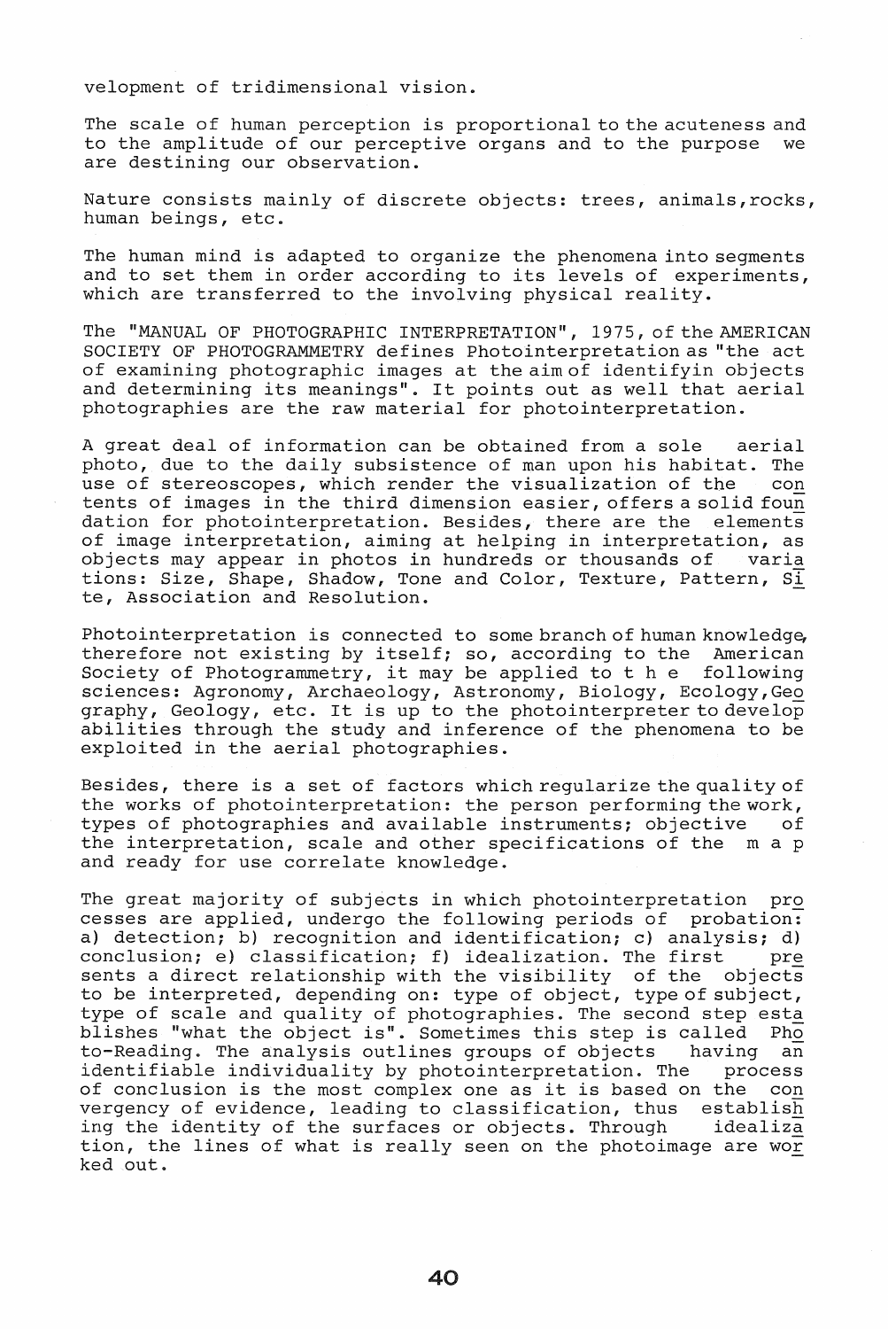velopment of tridimensional vision.

The scale of human perception is proportional to the acuteness and to the amplitude of our perceptive organs and to the purpose we are destining our observation.

Nature consists mainly of discrete objects: trees, animals, rocks, human beings, etc.

The human mind is adapted to organize the phenomena into segments and to set them in order according to its levels of experiments, which are transferred to the involving physical reality.

The "MANUAL OF PHOTOGRAPHIC INTERPRETATION", 1975, of the AMERICAN SOCIETY OF PHOTOGRAMMETRY defines Photointerpretation as "the act of examining photographic images at the aim of identifyin objects and determining its meanings". It points out as well that aerial photographies are the raw material for photointerpretation.

A great deal of information can be obtained from a sole aerial photo, due to the daily subsistence of man upon his habitat. The use of stereoscopes, which render the visualization of the contents of images in the third dimension easier, offers a solid foundation for photointerpretation. Besides, there are the elements of image interpretation, aiming at helping in interpretation, as objects may appear in photos in hundreds or thousands of variations: Size, Shape, Shadow, Tone and Color, Texture, Pattern, Site, Association and Resolution.

Photointerpretation is connected to some branch of human knowledge, therefore not existing by itself; so, according to the American Society of Photogrammetry, it may be applied to the following sciences: Agronomy, Archaeology, Astronomy, Biology, Ecology, Geography, Geology, etc. It is up to the photointerpreter to develop abilities through the study and inference of the phenomena to be exploited in the aerial photographies.

Besides, there is a set of factors which regularize the quality of the works of photointerpretation: the person performing the work, types of photographies and available instruments; objective of the interpretation, scale and other specifications of the map and ready for use correlate knowledge.

The great majority of subjects in which photointerpretation processes are applied, undergo the following periods of probation: a) detection; b) recognition and identification; c) analysis; d) conclusion; e) classification; f) idealization. The first presents a direct relationship with the visibility of the objects to be interpreted, depending on: type of object, type of subject, type of scale and quality of photographies. The second step establishes "what the object is". Sometimes this step is called Photo-Reading. The analysis outlines groups of objects having an identifiable individuality by photointerpretation. The process of conclusion is the most complex one as it is based on the convergency of evidence, leading to classification, thus establishing the identity of the surfaces or objects. Through idealization, the lines of what is really seen on the photoimage are worked out.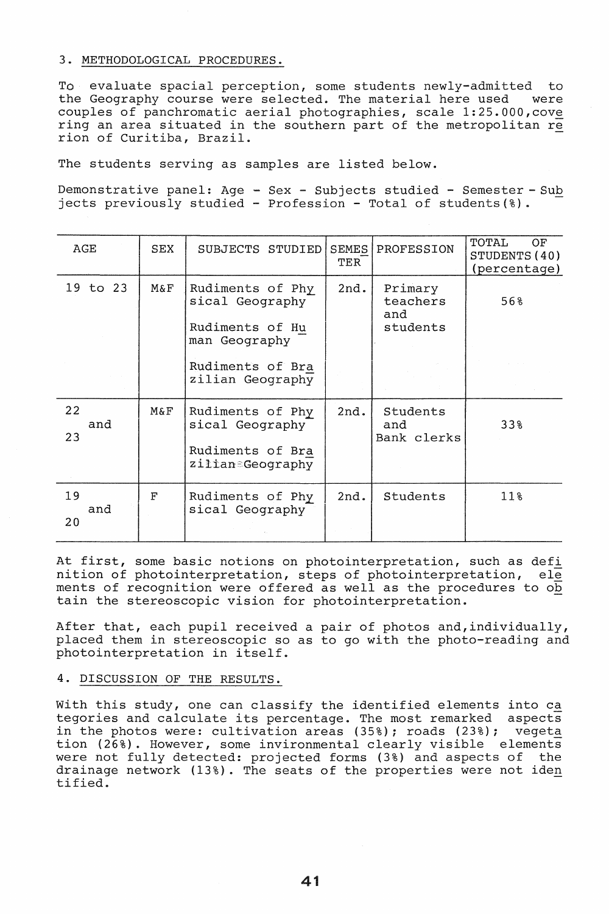## 3. METHODOLOGICAL PROCEDURES.

To evaluate spacial perception, some students newly-admitted to the Geography course were selected. The material here used were couples of panchromatic aerial photographies, scale 1:25.000, covering an area situated in the southern part of the metropolitan rerion of Curitiba, Brazil.

The students serving as samples are listed below.

Demonstrative panel: Age - Sex - Subjects studied - Semester - Subjects previously studied - Profession - Total of students(%).

| AGE | SEX | SUBJECTS STUDIED | SEMESTER | PROFESSION | TOTAL OF STUDENTS(40) (percentage) |
|---|---|---|---|---|---|
| 19 to 23 | M&F | Rudiments of Physical Geography<br>Rudiments of Human Geography<br>Rudiments of Brazilian Geography | 2nd. | Primary teachers and students | 56% |
| 22 and 23 | M&F | Rudiments of Physical Geography<br>Rudiments of Brazilian Geography | 2nd. | Students and Bank clerks | 33% |
| 19 and 20 | F | Rudiments of Physical Geography | 2nd. | Students | 11% |

At first, some basic notions on photointerpretation, such as definition of photointerpretation, steps of photointerpretation, elements of recognition were offered as well as the procedures to obtain the stereoscopic vision for photointerpretation.

After that, each pupil received a pair of photos and, individually, placed them in stereoscopic so as to go with the photo-reading and photointerpretation in itself.

## 4. DISCUSSION OF THE RESULTS.

With this study, one can classify the identified elements into categories and calculate its percentage. The most remarked aspects in the photos were: cultivation areas (35%); roads (23%); vegetation (26%). However, some invironmental clearly visible elements were not fully detected: projected forms (3%) and aspects of the drainage network (13%). The seats of the properties were not identified.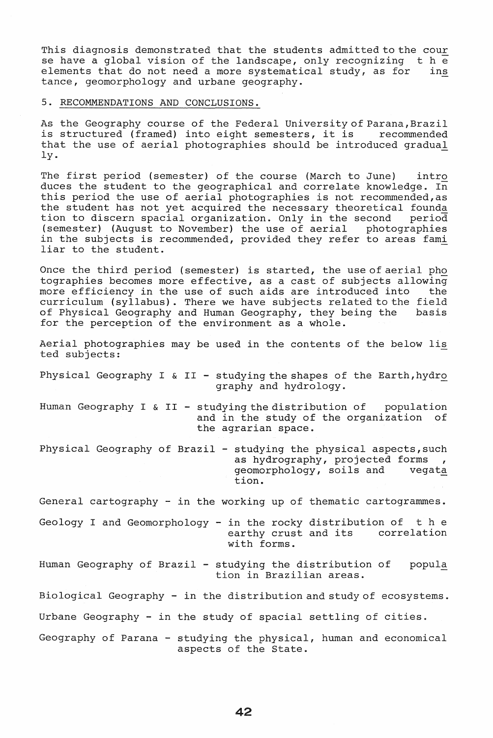This diagnosis demonstrated that the students admitted to the course have a global vision of the landscape, only recognizing the elements that do not need a more systematical study, as for instance, geomorphology and urbane geography.

## 5. RECOMMENDATIONS AND CONCLUSIONS.

As the Geography course of the Federal University of Parana, Brazil is structured (framed) into eight semesters, it is recommended that the use of aerial photographies should be introduced gradually.

The first period (semester) of the course (March to June) introduces the student to the geographical and correlate knowledge. In this period the use of aerial photographies is not recommended, as the student has not yet acquired the necessary theoretical foundation to discern spacial organization. Only in the second period (semester) (August to November) the use of aerial photographies in the subjects is recommended, provided they refer to areas familiar to the student.

Once the third period (semester) is started, the use of aerial photographies becomes more effective, as a cast of subjects allowing more efficiency in the use of such aids are introduced into the curriculum (syllabus). There we have subjects related to the field of Physical Geography and Human Geography, they being the basis for the perception of the environment as a whole.

Aerial photographies may be used in the contents of the below listed subjects:

Physical Geography I & II - studying the shapes of the Earth, hydrography and hydrology.

Human Geography I & II - studying the distribution of population and in the study of the organization of the agrarian space.

Physical Geography of Brazil - studying the physical aspects, such as hydrography, projected forms , geomorphology, soils and vegatation.

General cartography - in the working up of thematic cartogrammes.

Geology I and Geomorphology - in the rocky distribution of the earthy crust and its correlation with forms.

Human Geography of Brazil - studying the distribution of population in Brazilian areas.

Biological Geography - in the distribution and study of ecosystems.

Urbane Geography - in the study of spacial settling of cities.

Geography of Parana - studying the physical, human and economical aspects of the State.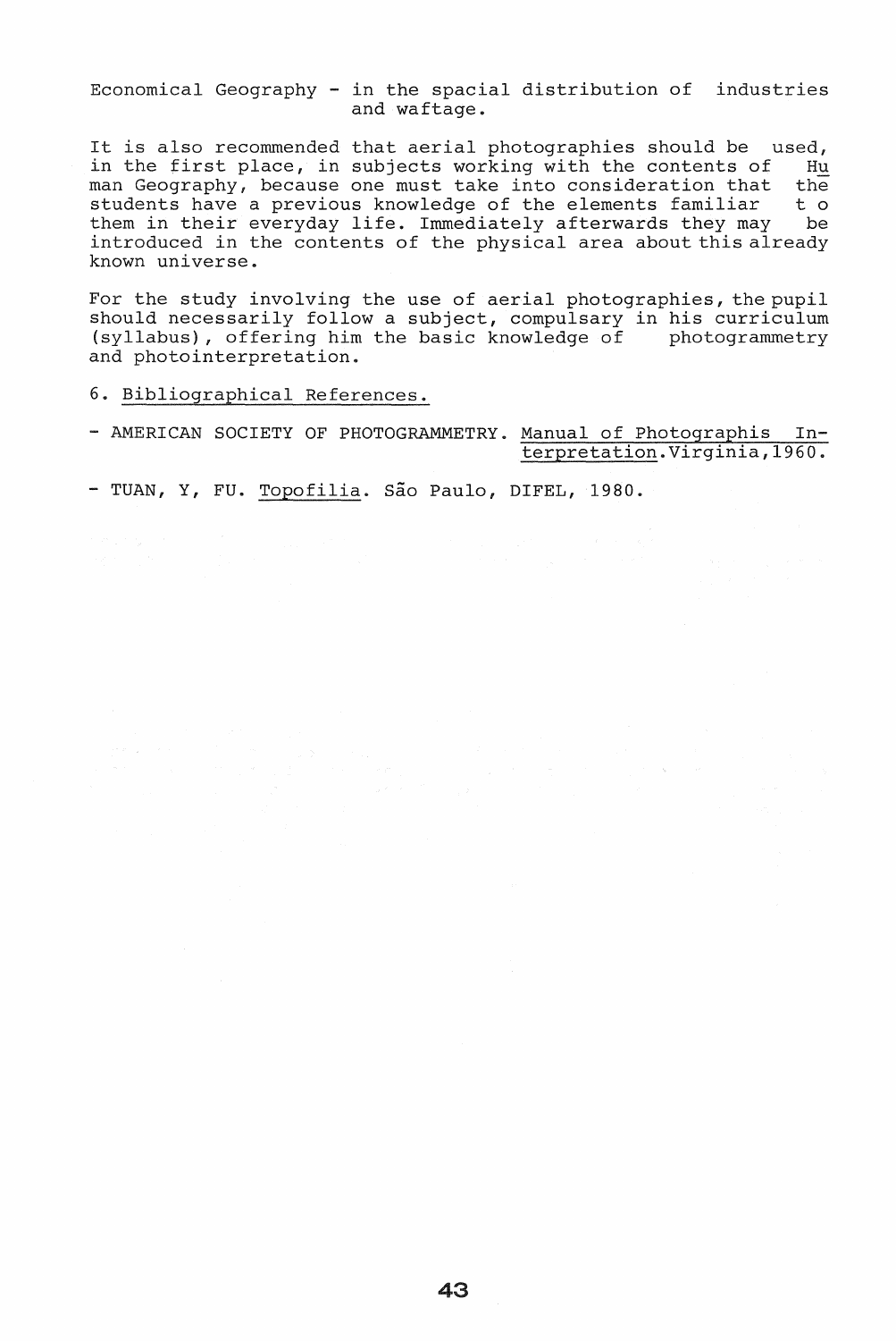Economical Geography - in the spacial distribution of industries and waftage.

It is also recommended that aerial photographies should be used, in the first place, in subjects working with the contents of Human Geography, because one must take into consideration that the students have a previous knowledge of the elements familiar to them in their everyday life. Immediately afterwards they may be introduced in the contents of the physical area about this already known universe.

For the study involving the use of aerial photographies, the pupil should necessarily follow a subject, compulsary in his curriculum (syllabus), offering him the basic knowledge of photogrammetry and photointerpretation.

## 6. Bibliographical References.

- AMERICAN SOCIETY OF PHOTOGRAMMETRY. Manual of Photographis Interpretation. Virginia, 1960.

- TUAN, Y, FU. Topofilia. São Paulo, DIFEL, 1980.